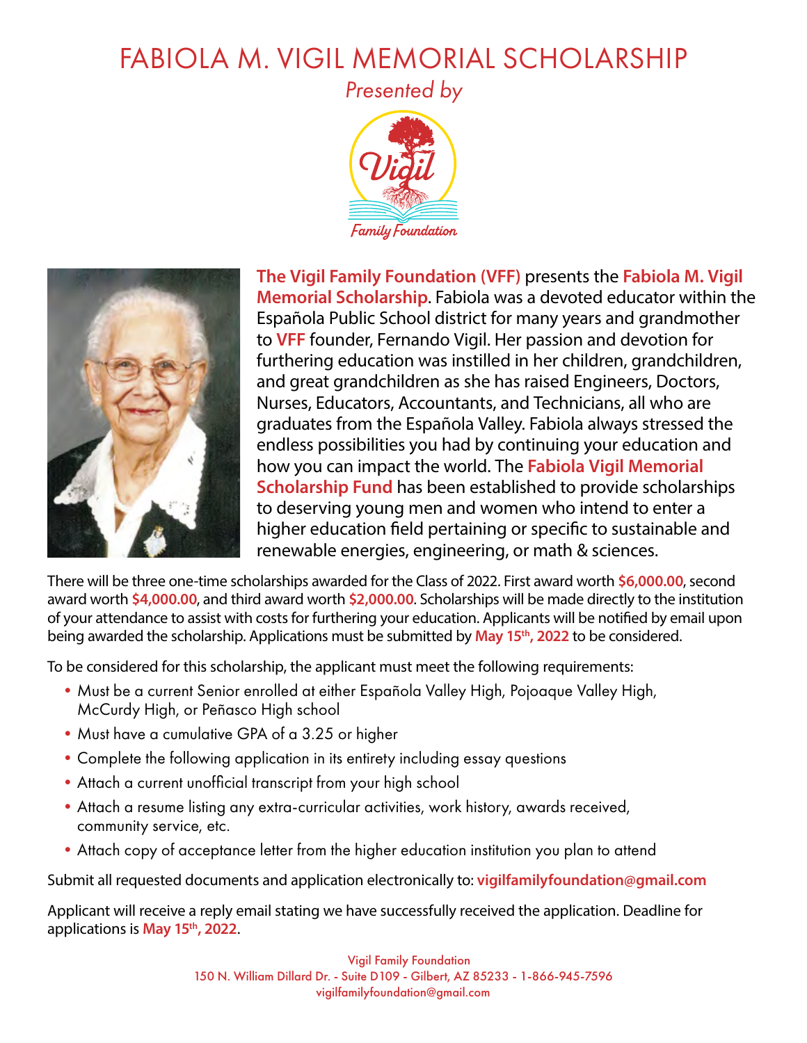# FABIOLA M. VIGIL MEMORIAL SCHOLARSHIP

*Presented by*

Vigil Family Foundation

**The Vigil Family Foundation (VFF)** presents the **Fabiola M. Vigil Memorial Scholarship**. Fabiola was a devoted educator within the Española Public School district for many years and grandmother to **VFF** founder, Fernando Vigil. Her passion and devotion for furthering education was instilled in her children, grandchildren, and great grandchildren as she has raised Engineers, Doctors, Nurses, Educators, Accountants, and Technicians, all who are graduates from the Española Valley. Fabiola always stressed the endless possibilities you had by continuing your education and how you can impact the world. The **Fabiola Vigil Memorial Scholarship Fund** has been established to provide scholarships to deserving young men and women who intend to enter a higher education field pertaining or specific to sustainable and renewable energies, engineering, or math & sciences.

There will be three one-time scholarships awarded for the Class of 2022. First award worth **$6,000.00**, second award worth **$4,000.00**, and third award worth **$2,000.00**. Scholarships will be made directly to the institution of your attendance to assist with costs for furthering your education. Applicants will be notified by email upon being awarded the scholarship. Applications must be submitted by **May 15th, 2022** to be considered.

To be considered for this scholarship, the applicant must meet the following requirements:

- Must be a current Senior enrolled at either Española Valley High, Pojoaque Valley High, McCurdy High, or Peñasco High school
- Must have a cumulative GPA of a 3.25 or higher
- Complete the following application in its entirety including essay questions
- Attach a current unofficial transcript from your high school
- Attach a resume listing any extra-curricular activities, work history, awards received, community service, etc.
- Attach copy of acceptance letter from the higher education institution you plan to attend

Submit all requested documents and application electronically to: **vigilfamilyfoundation@gmail.com**

Applicant will receive a reply email stating we have successfully received the application. Deadline for applications is **May 15th, 2022**.

Vigil Family Foundation
150 N. William Dillard Dr. - Suite D109 - Gilbert, AZ 85233 - 1-866-945-7596
vigilfamilyfoundation@gmail.com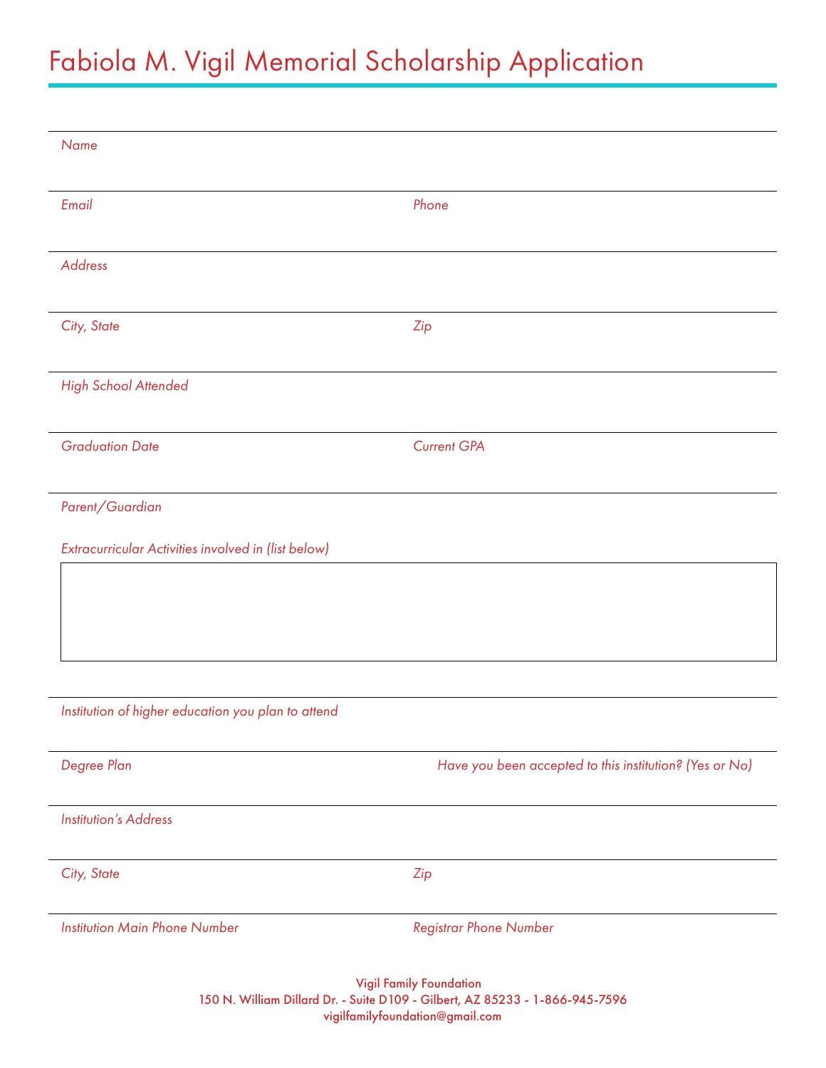# Fabiola M. Vigil Memorial Scholarship Application

*Name*

*Email* | *Phone*

*Address*

*City, State* | *Zip*

*High School Attended*

*Graduation Date* | *Current GPA*

*Parent/Guardian*

*Extracurricular Activities involved in (list below)*

*Institution of higher education you plan to attend*

*Degree Plan* | *Have you been accepted to this institution? (Yes or No)*

*Institution's Address*

*City, State* | *Zip*

*Institution Main Phone Number* | *Registrar Phone Number*

Vigil Family Foundation
150 N. William Dillard Dr. - Suite D109 - Gilbert, AZ 85233 - 1-866-945-7596
vigilfamilyfoundation@gmail.com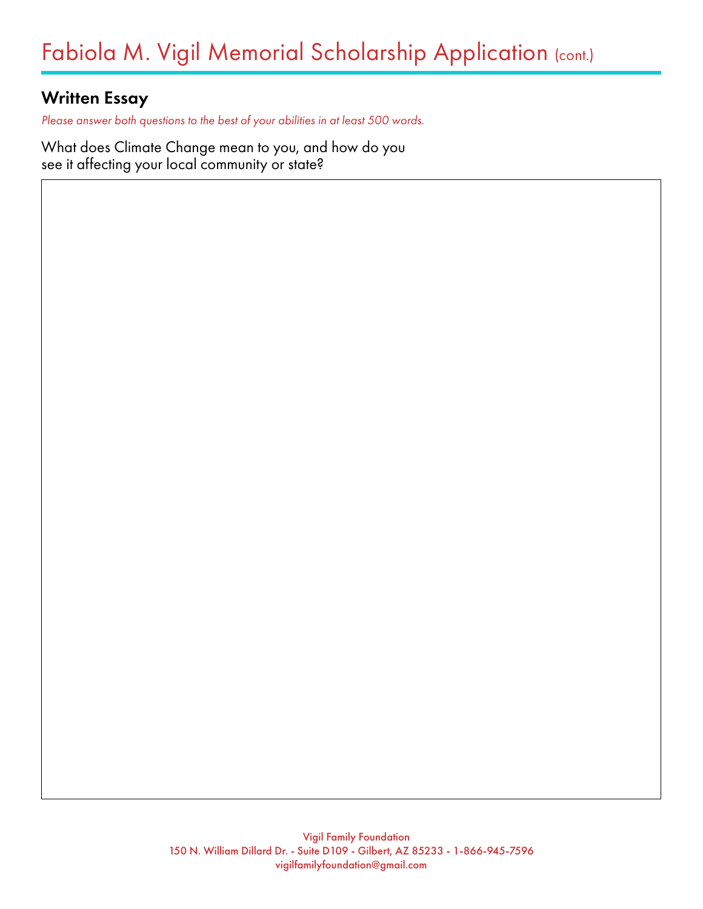# Fabiola M. Vigil Memorial Scholarship Application (cont.)

## Written Essay

*Please answer both questions to the best of your abilities in at least 500 words.*

What does Climate Change mean to you, and how do you see it affecting your local community or state?

Vigil Family Foundation
150 N. William Dillard Dr. - Suite D109 - Gilbert, AZ 85233 - 1-866-945-7596
vigilfamilyfoundation@gmail.com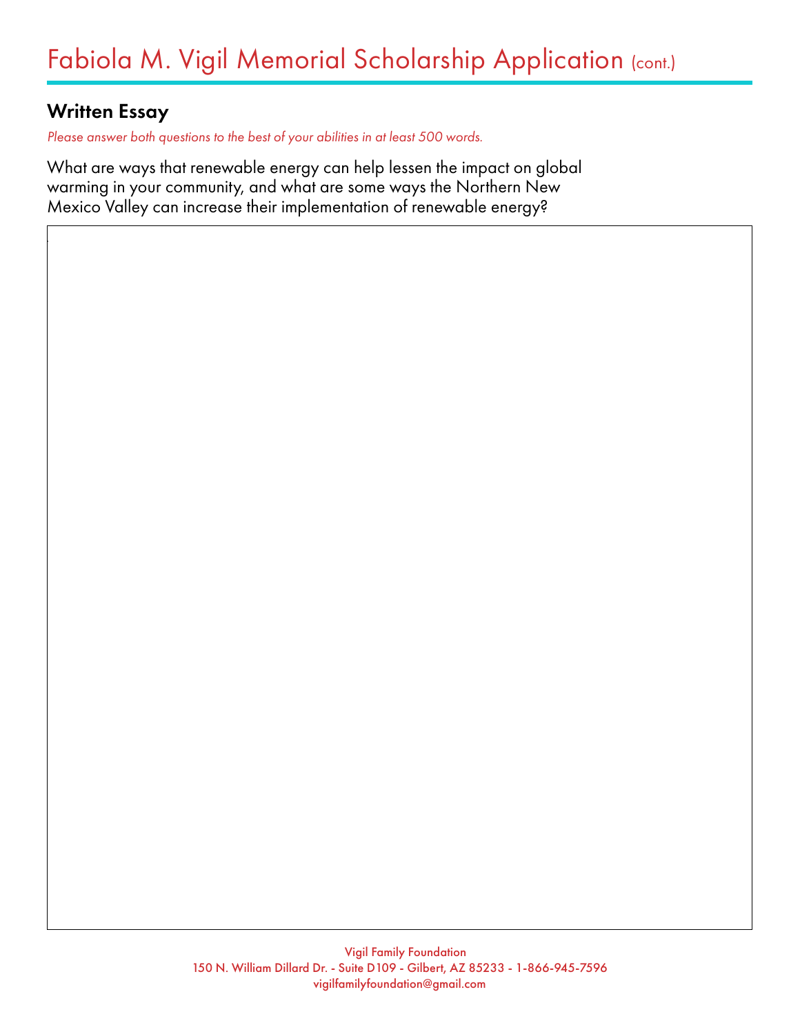# Fabiola M. Vigil Memorial Scholarship Application (cont.)

## Written Essay

*Please answer both questions to the best of your abilities in at least 500 words.*

What are ways that renewable energy can help lessen the impact on global warming in your community, and what are some ways the Northern New Mexico Valley can increase their implementation of renewable energy?

Vigil Family Foundation
150 N. William Dillard Dr. - Suite D109 - Gilbert, AZ 85233 - 1-866-945-7596
vigilfamilyfoundation@gmail.com